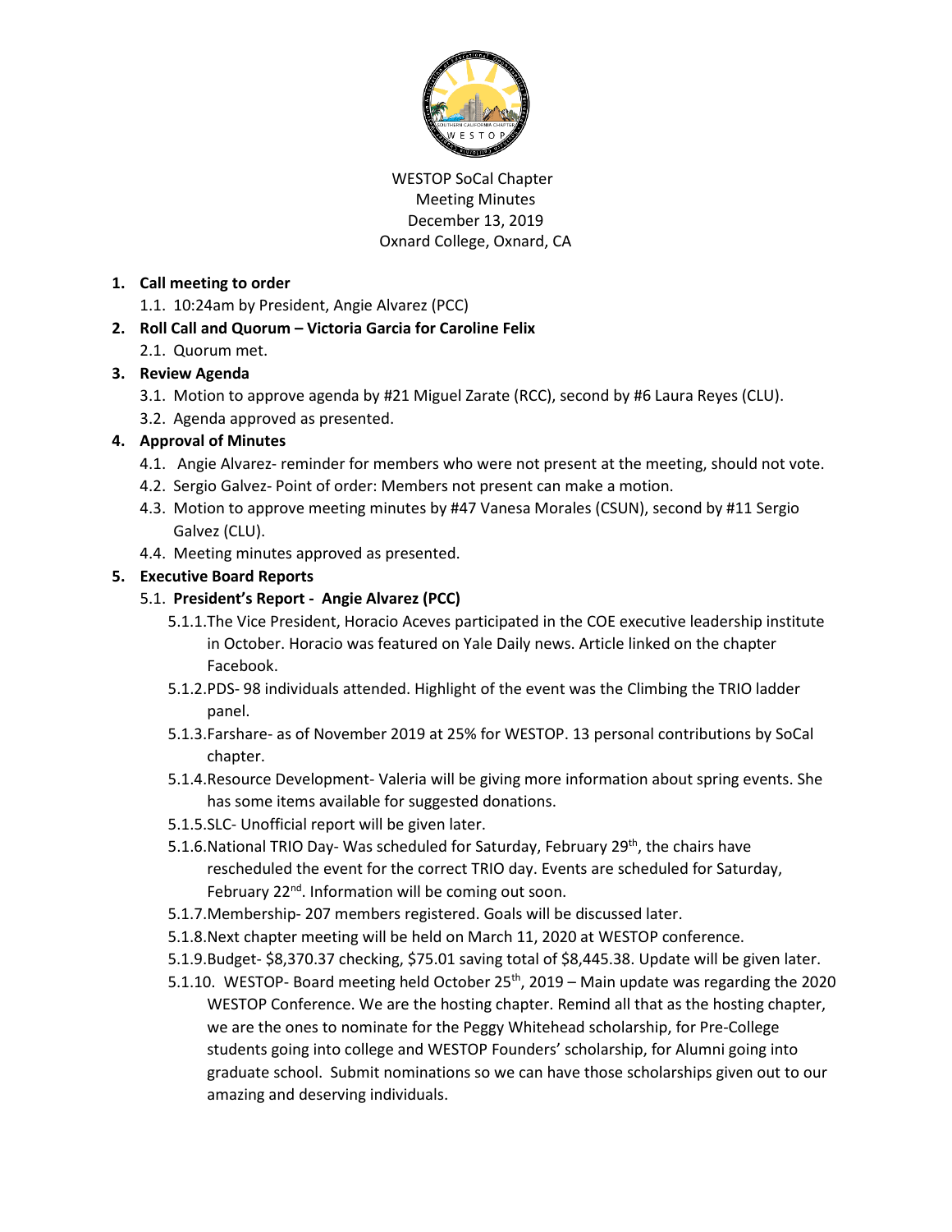WESTOP SoCal Chapter
Meeting Minutes
December 13, 2019
Oxnard College, Oxnard, CA

1. **Call meeting to order**
   1.1. 10:24am by President, Angie Alvarez (PCC)
2. **Roll Call and Quorum – Victoria Garcia for Caroline Felix**
   2.1. Quorum met.
3. **Review Agenda**
   3.1. Motion to approve agenda by #21 Miguel Zarate (RCC), second by #6 Laura Reyes (CLU).
   3.2. Agenda approved as presented.
4. **Approval of Minutes**
   4.1. Angie Alvarez- reminder for members who were not present at the meeting, should not vote.
   4.2. Sergio Galvez- Point of order: Members not present can make a motion.
   4.3. Motion to approve meeting minutes by #47 Vanesa Morales (CSUN), second by #11 Sergio Galvez (CLU).
   4.4. Meeting minutes approved as presented.
5. **Executive Board Reports**
   5.1. **President's Report - Angie Alvarez (PCC)**
      5.1.1. The Vice President, Horacio Aceves participated in the COE executive leadership institute in October. Horacio was featured on Yale Daily news. Article linked on the chapter Facebook.
      5.1.2. PDS- 98 individuals attended. Highlight of the event was the Climbing the TRIO ladder panel.
      5.1.3. Farshare- as of November 2019 at 25% for WESTOP. 13 personal contributions by SoCal chapter.
      5.1.4. Resource Development- Valeria will be giving more information about spring events. She has some items available for suggested donations.
      5.1.5. SLC- Unofficial report will be given later.
      5.1.6. National TRIO Day- Was scheduled for Saturday, February 29th, the chairs have rescheduled the event for the correct TRIO day. Events are scheduled for Saturday, February 22nd. Information will be coming out soon.
      5.1.7. Membership- 207 members registered. Goals will be discussed later.
      5.1.8. Next chapter meeting will be held on March 11, 2020 at WESTOP conference.
      5.1.9. Budget- $8,370.37 checking, $75.01 saving total of $8,445.38. Update will be given later.
      5.1.10. WESTOP- Board meeting held October 25th, 2019 – Main update was regarding the 2020 WESTOP Conference. We are the hosting chapter. Remind all that as the hosting chapter, we are the ones to nominate for the Peggy Whitehead scholarship, for Pre-College students going into college and WESTOP Founders' scholarship, for Alumni going into graduate school. Submit nominations so we can have those scholarships given out to our amazing and deserving individuals.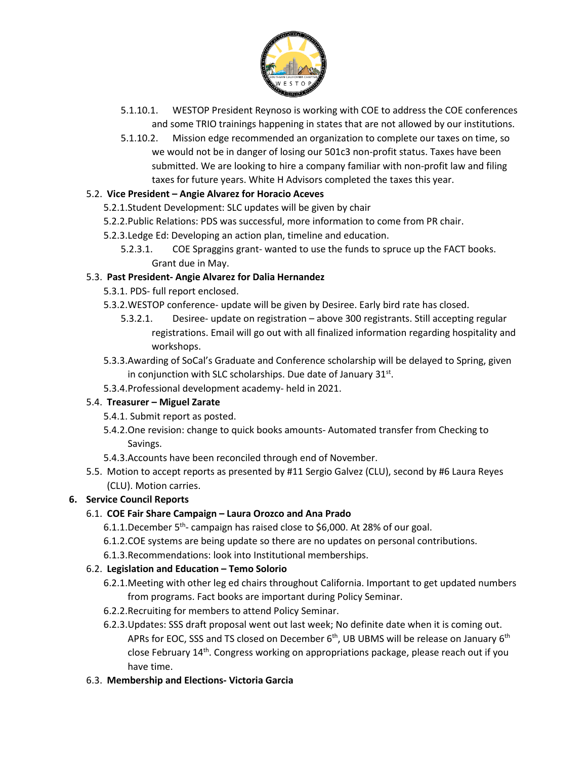5.1.10.1. WESTOP President Reynoso is working with COE to address the COE conferences and some TRIO trainings happening in states that are not allowed by our institutions.

5.1.10.2. Mission edge recommended an organization to complete our taxes on time, so we would not be in danger of losing our 501c3 non-profit status. Taxes have been submitted. We are looking to hire a company familiar with non-profit law and filing taxes for future years. White H Advisors completed the taxes this year.

5.2. **Vice President – Angie Alvarez for Horacio Aceves**

5.2.1. Student Development: SLC updates will be given by chair

5.2.2. Public Relations: PDS was successful, more information to come from PR chair.

5.2.3. Ledge Ed: Developing an action plan, timeline and education.

5.2.3.1. COE Spraggins grant- wanted to use the funds to spruce up the FACT books. Grant due in May.

5.3. **Past President- Angie Alvarez for Dalia Hernandez**

5.3.1. PDS- full report enclosed.

5.3.2. WESTOP conference- update will be given by Desiree. Early bird rate has closed.

5.3.2.1. Desiree- update on registration – above 300 registrants. Still accepting regular registrations. Email will go out with all finalized information regarding hospitality and workshops.

5.3.3. Awarding of SoCal's Graduate and Conference scholarship will be delayed to Spring, given in conjunction with SLC scholarships. Due date of January 31st.

5.3.4. Professional development academy- held in 2021.

5.4. **Treasurer – Miguel Zarate**

5.4.1. Submit report as posted.

5.4.2. One revision: change to quick books amounts- Automated transfer from Checking to Savings.

5.4.3. Accounts have been reconciled through end of November.

5.5. Motion to accept reports as presented by #11 Sergio Galvez (CLU), second by #6 Laura Reyes (CLU). Motion carries.

**6. Service Council Reports**

6.1. **COE Fair Share Campaign – Laura Orozco and Ana Prado**

6.1.1. December 5th- campaign has raised close to $6,000. At 28% of our goal.

6.1.2. COE systems are being update so there are no updates on personal contributions.

6.1.3. Recommendations: look into Institutional memberships.

6.2. **Legislation and Education – Temo Solorio**

6.2.1. Meeting with other leg ed chairs throughout California. Important to get updated numbers from programs. Fact books are important during Policy Seminar.

6.2.2. Recruiting for members to attend Policy Seminar.

6.2.3. Updates: SSS draft proposal went out last week; No definite date when it is coming out. APRs for EOC, SSS and TS closed on December 6th, UB UBMS will be release on January 6th close February 14th. Congress working on appropriations package, please reach out if you have time.

6.3. **Membership and Elections- Victoria Garcia**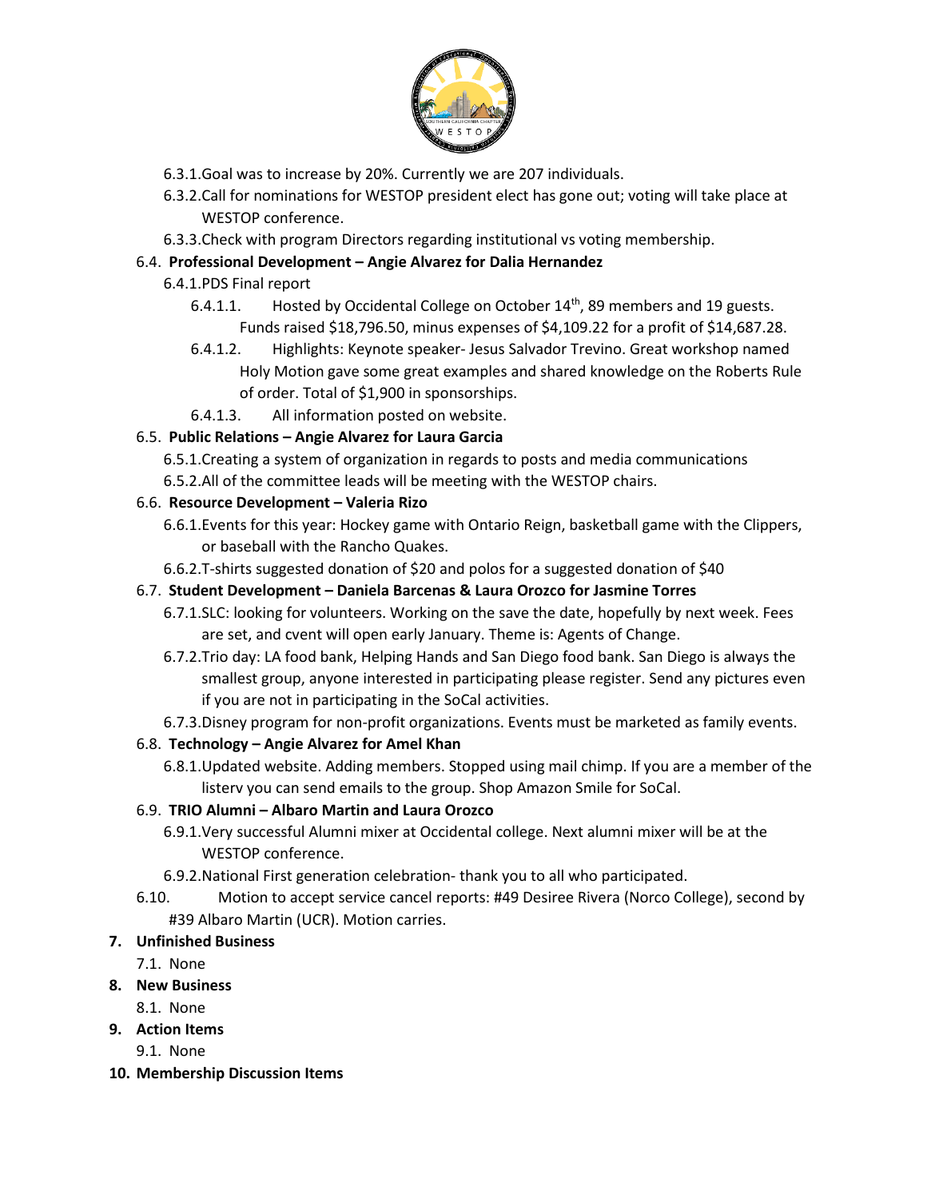6.3.1. Goal was to increase by 20%. Currently we are 207 individuals.

6.3.2. Call for nominations for WESTOP president elect has gone out; voting will take place at WESTOP conference.

6.3.3. Check with program Directors regarding institutional vs voting membership.

6.4. **Professional Development – Angie Alvarez for Dalia Hernandez**

6.4.1. PDS Final report

6.4.1.1. Hosted by Occidental College on October 14th, 89 members and 19 guests. Funds raised $18,796.50, minus expenses of $4,109.22 for a profit of $14,687.28.

6.4.1.2. Highlights: Keynote speaker- Jesus Salvador Trevino. Great workshop named Holy Motion gave some great examples and shared knowledge on the Roberts Rule of order. Total of $1,900 in sponsorships.

6.4.1.3. All information posted on website.

6.5. **Public Relations – Angie Alvarez for Laura Garcia**

6.5.1. Creating a system of organization in regards to posts and media communications

6.5.2. All of the committee leads will be meeting with the WESTOP chairs.

6.6. **Resource Development – Valeria Rizo**

6.6.1. Events for this year: Hockey game with Ontario Reign, basketball game with the Clippers, or baseball with the Rancho Quakes.

6.6.2. T-shirts suggested donation of $20 and polos for a suggested donation of $40

6.7. **Student Development – Daniela Barcenas & Laura Orozco for Jasmine Torres**

6.7.1. SLC: looking for volunteers. Working on the save the date, hopefully by next week. Fees are set, and cvent will open early January. Theme is: Agents of Change.

6.7.2. Trio day: LA food bank, Helping Hands and San Diego food bank. San Diego is always the smallest group, anyone interested in participating please register. Send any pictures even if you are not in participating in the SoCal activities.

6.7.3. Disney program for non-profit organizations. Events must be marketed as family events.

6.8. **Technology – Angie Alvarez for Amel Khan**

6.8.1. Updated website. Adding members. Stopped using mail chimp. If you are a member of the listerv you can send emails to the group. Shop Amazon Smile for SoCal.

6.9. **TRIO Alumni – Albaro Martin and Laura Orozco**

6.9.1. Very successful Alumni mixer at Occidental college. Next alumni mixer will be at the WESTOP conference.

6.9.2. National First generation celebration- thank you to all who participated.

6.10. Motion to accept service cancel reports: #49 Desiree Rivera (Norco College), second by #39 Albaro Martin (UCR). Motion carries.

**7. Unfinished Business**

7.1. None

**8. New Business**

8.1. None

**9. Action Items**

9.1. None

**10. Membership Discussion Items**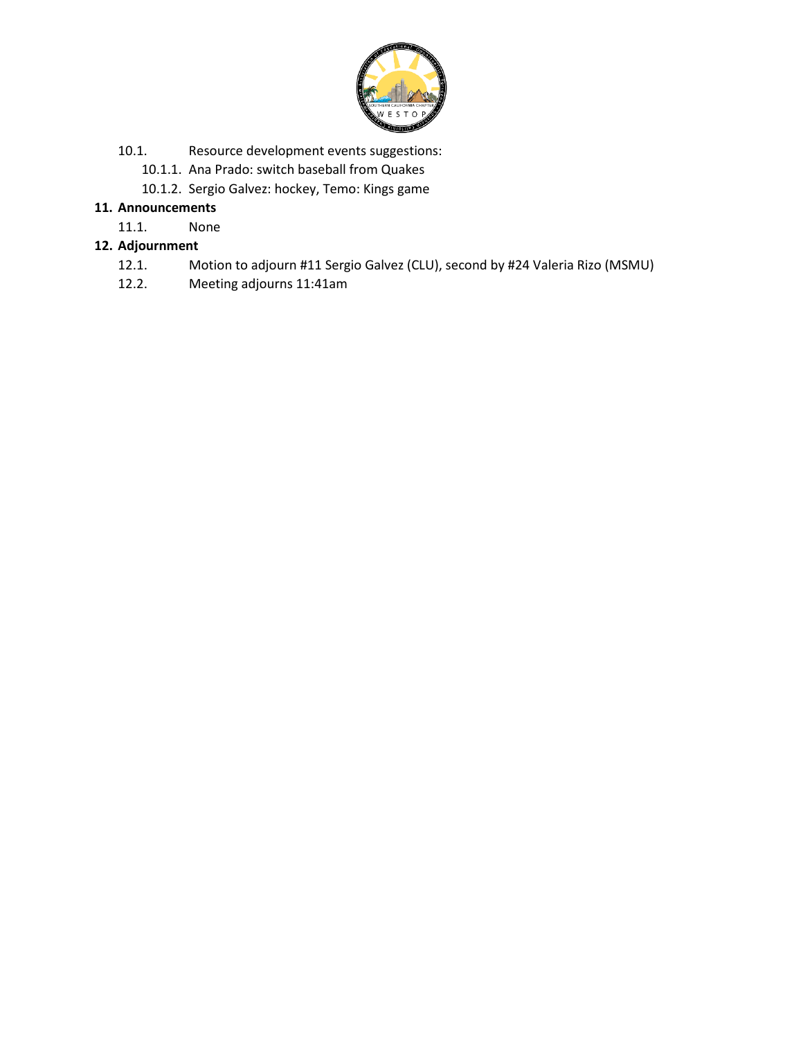10.1. Resource development events suggestions:

10.1.1. Ana Prado: switch baseball from Quakes

10.1.2. Sergio Galvez: hockey, Temo: Kings game

**11. Announcements**

11.1. None

**12. Adjournment**

12.1. Motion to adjourn #11 Sergio Galvez (CLU), second by #24 Valeria Rizo (MSMU)

12.2. Meeting adjourns 11:41am